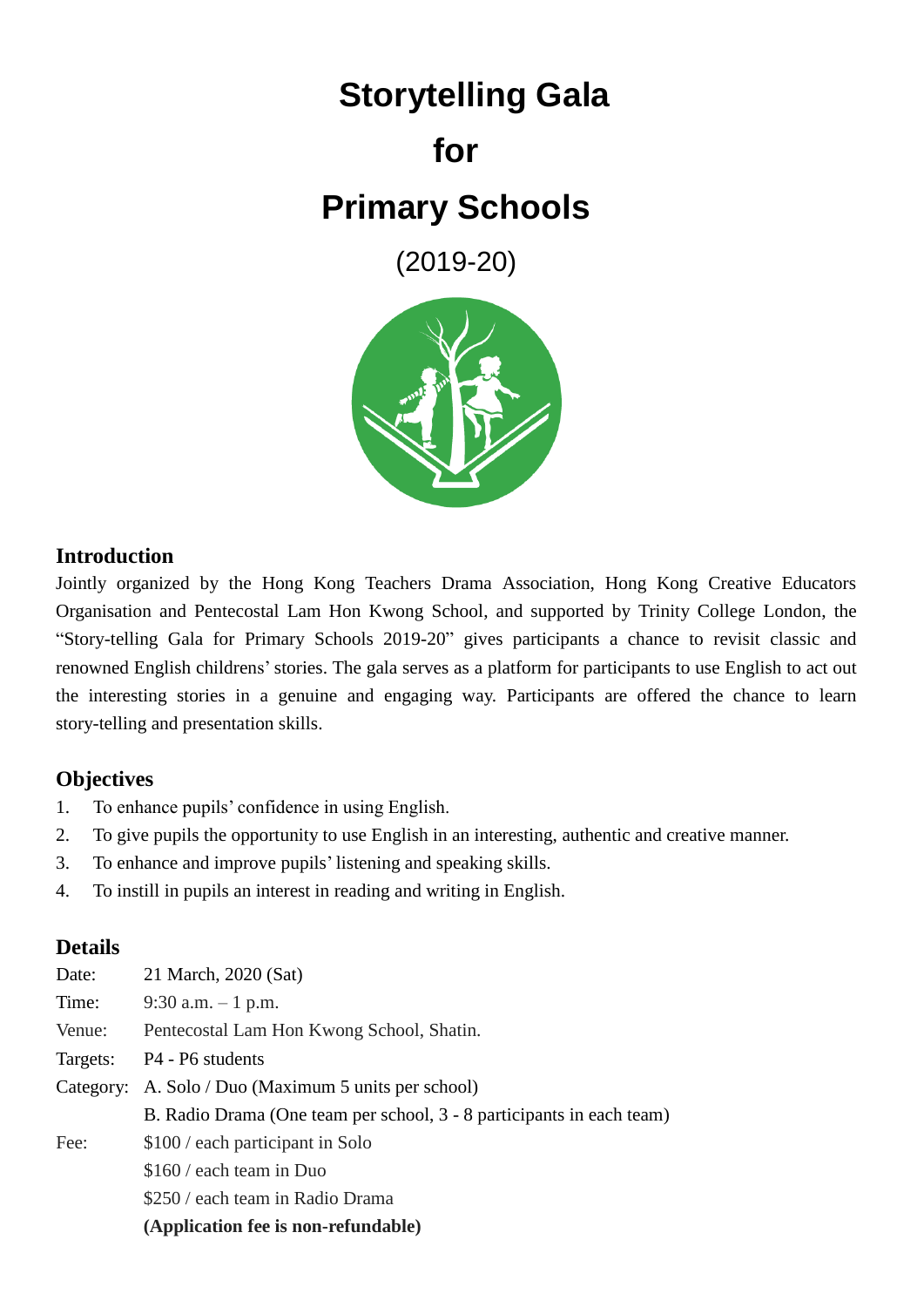# Storytelling Gala

# for

# Primary Schools

(2019-20)

## Introduction

Jointly organized by the Hong Kong Teachers Drama Association, Hong Kong Creative Educators Organisation and Pentecostal Lam Hon Kwong School, and supported by Trinity College London, the "Story-telling Gala for Primary Schools 2019-20" gives participants a chance to revisit classic and renowned English childrens' stories. The gala serves as a platform for participants to use English to act out the interesting stories in a genuine and engaging way. Participants are offered the chance to learn story-telling and presentation skills.

## Objectives

1. To enhance pupils' confidence in using English.
2. To give pupils the opportunity to use English in an interesting, authentic and creative manner.
3. To enhance and improve pupils' listening and speaking skills.
4. To instill in pupils an interest in reading and writing in English.

## Details

| | |
|---|---|
| Date: | 21 March, 2020 (Sat) |
| Time: | 9:30 a.m. – 1 p.m. |
| Venue: | Pentecostal Lam Hon Kwong School, Shatin. |
| Targets: | P4 - P6 students |
| Category: | A. Solo / Duo (Maximum 5 units per school) |
| | B. Radio Drama (One team per school, 3 - 8 participants in each team) |
| Fee: | $100 / each participant in Solo |
| | $160 / each team in Duo |
| | $250 / each team in Radio Drama |
| | **(Application fee is non-refundable)** |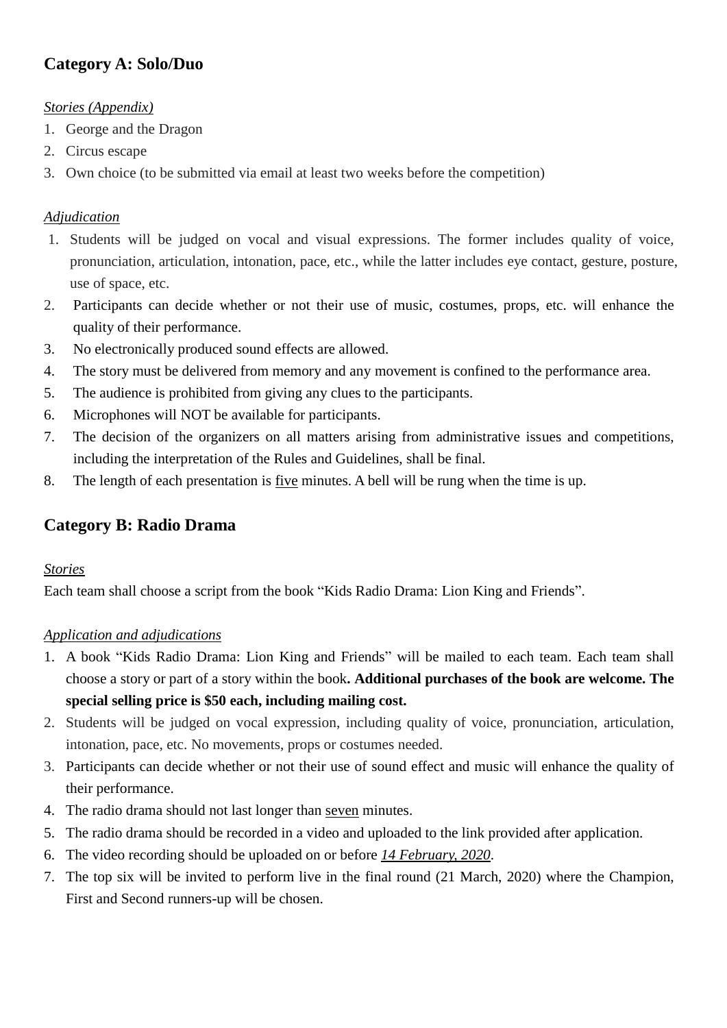## Category A: Solo/Duo

*<u>Stories (Appendix)</u>*

1. George and the Dragon
2. Circus escape
3. Own choice (to be submitted via email at least two weeks before the competition)

*<u>Adjudication</u>*

1. Students will be judged on vocal and visual expressions. The former includes quality of voice, pronunciation, articulation, intonation, pace, etc., while the latter includes eye contact, gesture, posture, use of space, etc.
2. Participants can decide whether or not their use of music, costumes, props, etc. will enhance the quality of their performance.
3. No electronically produced sound effects are allowed.
4. The story must be delivered from memory and any movement is confined to the performance area.
5. The audience is prohibited from giving any clues to the participants.
6. Microphones will NOT be available for participants.
7. The decision of the organizers on all matters arising from administrative issues and competitions, including the interpretation of the Rules and Guidelines, shall be final.
8. The length of each presentation is <u>five</u> minutes. A bell will be rung when the time is up.

## Category B: Radio Drama

*<u>Stories</u>*

Each team shall choose a script from the book "Kids Radio Drama: Lion King and Friends".

*<u>Application and adjudications</u>*

1. A book "Kids Radio Drama: Lion King and Friends" will be mailed to each team. Each team shall choose a story or part of a story within the book**. Additional purchases of the book are welcome. The special selling price is $50 each, including mailing cost.**
2. Students will be judged on vocal expression, including quality of voice, pronunciation, articulation, intonation, pace, etc. No movements, props or costumes needed.
3. Participants can decide whether or not their use of sound effect and music will enhance the quality of their performance.
4. The radio drama should not last longer than <u>seven</u> minutes.
5. The radio drama should be recorded in a video and uploaded to the link provided after application.
6. The video recording should be uploaded on or before *<u>14 February, 2020</u>*.
7. The top six will be invited to perform live in the final round (21 March, 2020) where the Champion, First and Second runners-up will be chosen.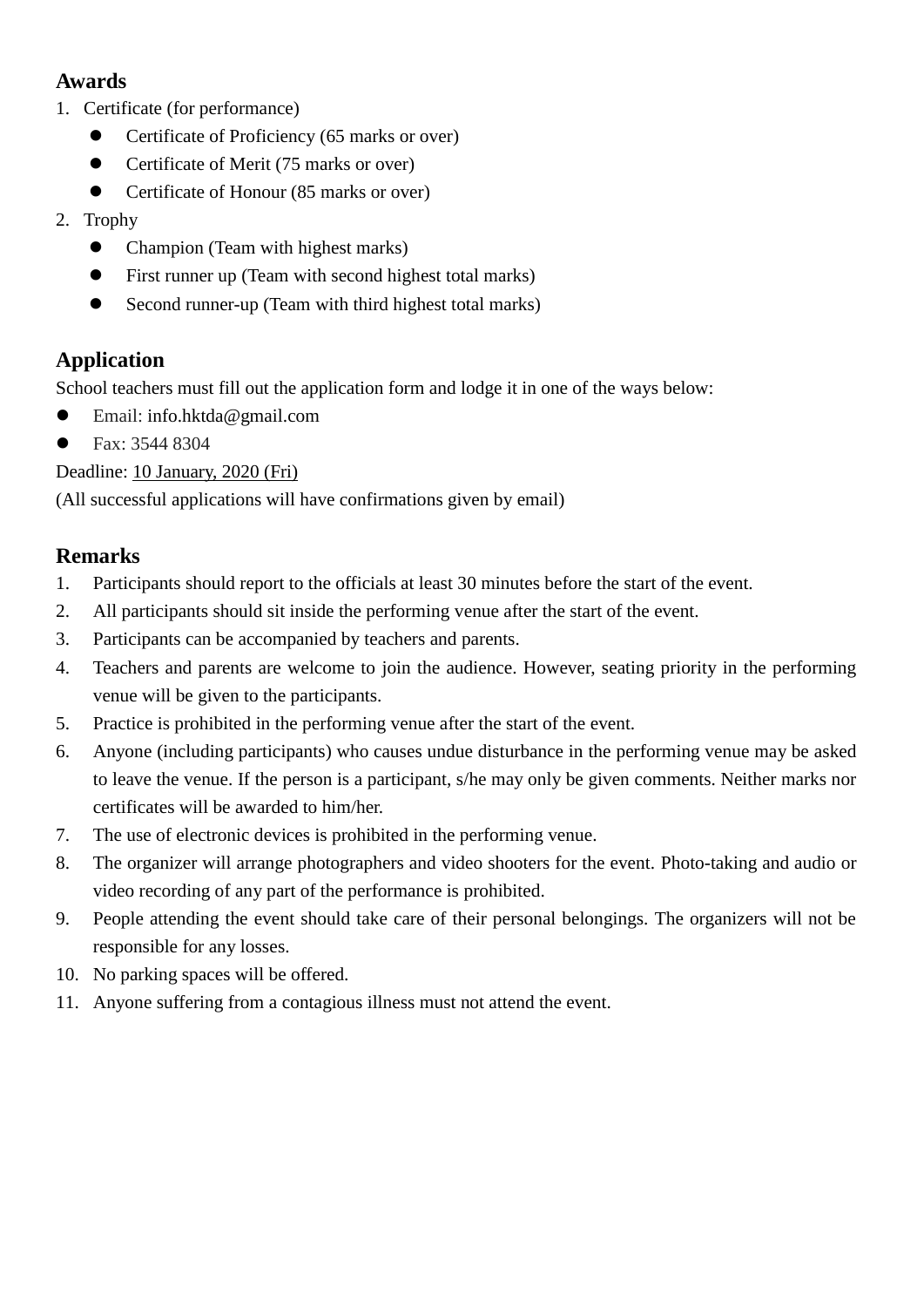## Awards

1. Certificate (for performance)
    - Certificate of Proficiency (65 marks or over)
    - Certificate of Merit (75 marks or over)
    - Certificate of Honour (85 marks or over)
2. Trophy
    - Champion (Team with highest marks)
    - First runner up (Team with second highest total marks)
    - Second runner-up (Team with third highest total marks)

## Application

School teachers must fill out the application form and lodge it in one of the ways below:

- Email: info.hktda@gmail.com
- Fax: 3544 8304

Deadline: 10 January, 2020 (Fri)

(All successful applications will have confirmations given by email)

## Remarks

1. Participants should report to the officials at least 30 minutes before the start of the event.
2. All participants should sit inside the performing venue after the start of the event.
3. Participants can be accompanied by teachers and parents.
4. Teachers and parents are welcome to join the audience. However, seating priority in the performing venue will be given to the participants.
5. Practice is prohibited in the performing venue after the start of the event.
6. Anyone (including participants) who causes undue disturbance in the performing venue may be asked to leave the venue. If the person is a participant, s/he may only be given comments. Neither marks nor certificates will be awarded to him/her.
7. The use of electronic devices is prohibited in the performing venue.
8. The organizer will arrange photographers and video shooters for the event. Photo-taking and audio or video recording of any part of the performance is prohibited.
9. People attending the event should take care of their personal belongings. The organizers will not be responsible for any losses.
10. No parking spaces will be offered.
11. Anyone suffering from a contagious illness must not attend the event.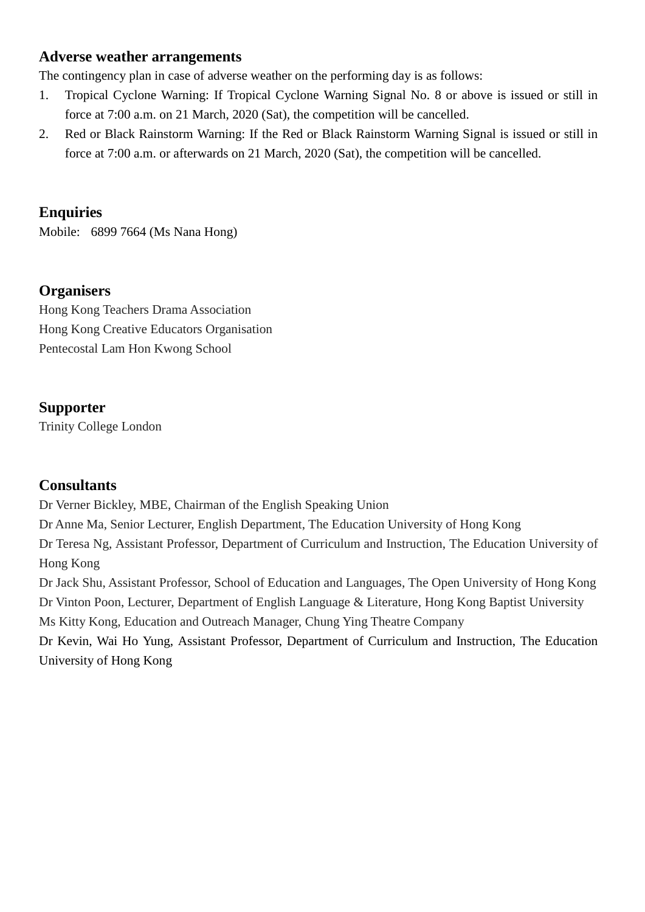## Adverse weather arrangements

The contingency plan in case of adverse weather on the performing day is as follows:

1. Tropical Cyclone Warning: If Tropical Cyclone Warning Signal No. 8 or above is issued or still in force at 7:00 a.m. on 21 March, 2020 (Sat), the competition will be cancelled.
2. Red or Black Rainstorm Warning: If the Red or Black Rainstorm Warning Signal is issued or still in force at 7:00 a.m. or afterwards on 21 March, 2020 (Sat), the competition will be cancelled.

## Enquiries

Mobile: 6899 7664 (Ms Nana Hong)

## Organisers

Hong Kong Teachers Drama Association
Hong Kong Creative Educators Organisation
Pentecostal Lam Hon Kwong School

## Supporter

Trinity College London

## Consultants

Dr Verner Bickley, MBE, Chairman of the English Speaking Union
Dr Anne Ma, Senior Lecturer, English Department, The Education University of Hong Kong
Dr Teresa Ng, Assistant Professor, Department of Curriculum and Instruction, The Education University of Hong Kong
Dr Jack Shu, Assistant Professor, School of Education and Languages, The Open University of Hong Kong
Dr Vinton Poon, Lecturer, Department of English Language & Literature, Hong Kong Baptist University
Ms Kitty Kong, Education and Outreach Manager, Chung Ying Theatre Company
Dr Kevin, Wai Ho Yung, Assistant Professor, Department of Curriculum and Instruction, The Education University of Hong Kong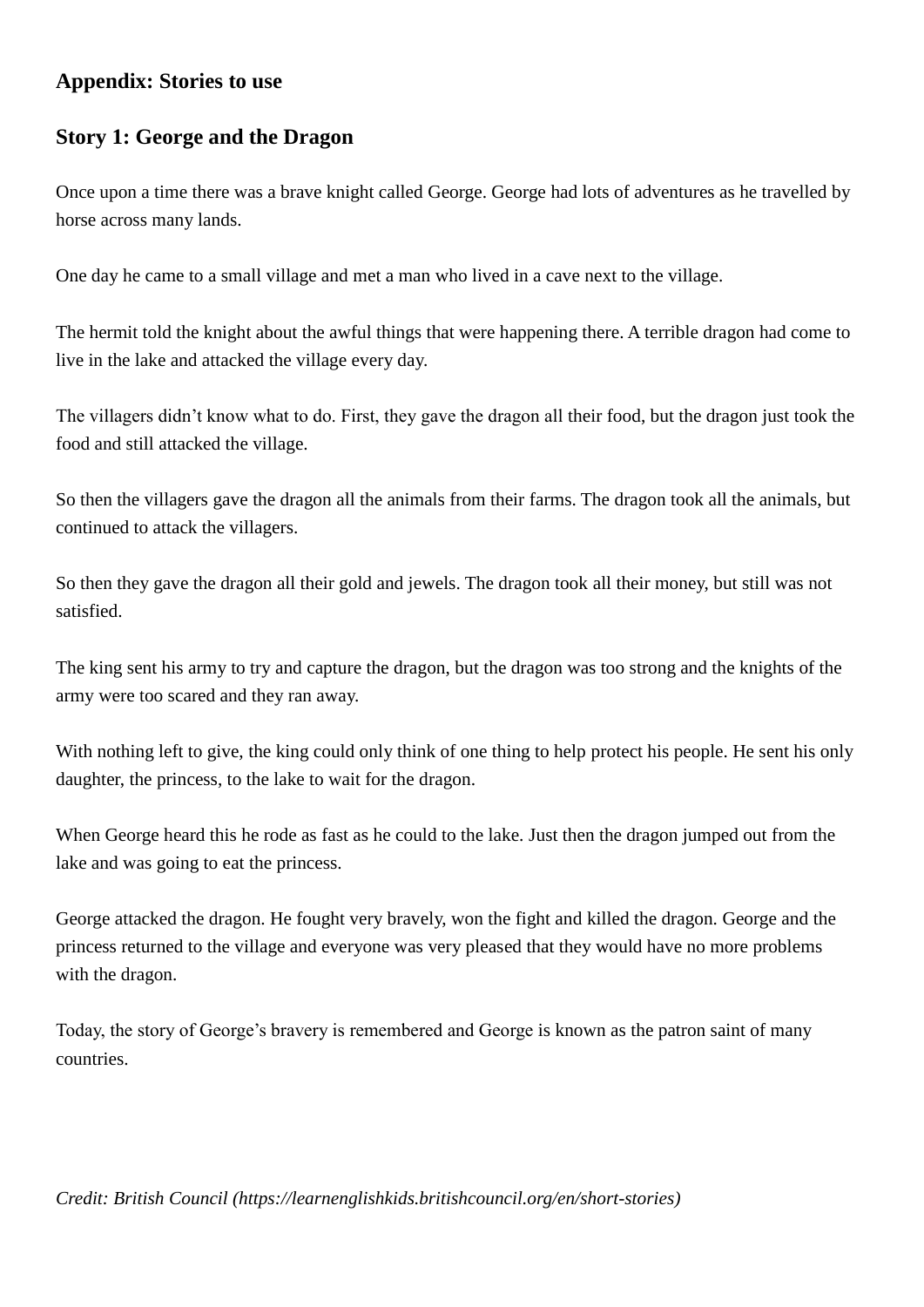## Appendix: Stories to use

### Story 1: George and the Dragon

Once upon a time there was a brave knight called George. George had lots of adventures as he travelled by horse across many lands.

One day he came to a small village and met a man who lived in a cave next to the village.

The hermit told the knight about the awful things that were happening there. A terrible dragon had come to live in the lake and attacked the village every day.

The villagers didn't know what to do. First, they gave the dragon all their food, but the dragon just took the food and still attacked the village.

So then the villagers gave the dragon all the animals from their farms. The dragon took all the animals, but continued to attack the villagers.

So then they gave the dragon all their gold and jewels. The dragon took all their money, but still was not satisfied.

The king sent his army to try and capture the dragon, but the dragon was too strong and the knights of the army were too scared and they ran away.

With nothing left to give, the king could only think of one thing to help protect his people. He sent his only daughter, the princess, to the lake to wait for the dragon.

When George heard this he rode as fast as he could to the lake. Just then the dragon jumped out from the lake and was going to eat the princess.

George attacked the dragon. He fought very bravely, won the fight and killed the dragon. George and the princess returned to the village and everyone was very pleased that they would have no more problems with the dragon.

Today, the story of George's bravery is remembered and George is known as the patron saint of many countries.

*Credit: British Council (https://learnenglishkids.britishcouncil.org/en/short-stories)*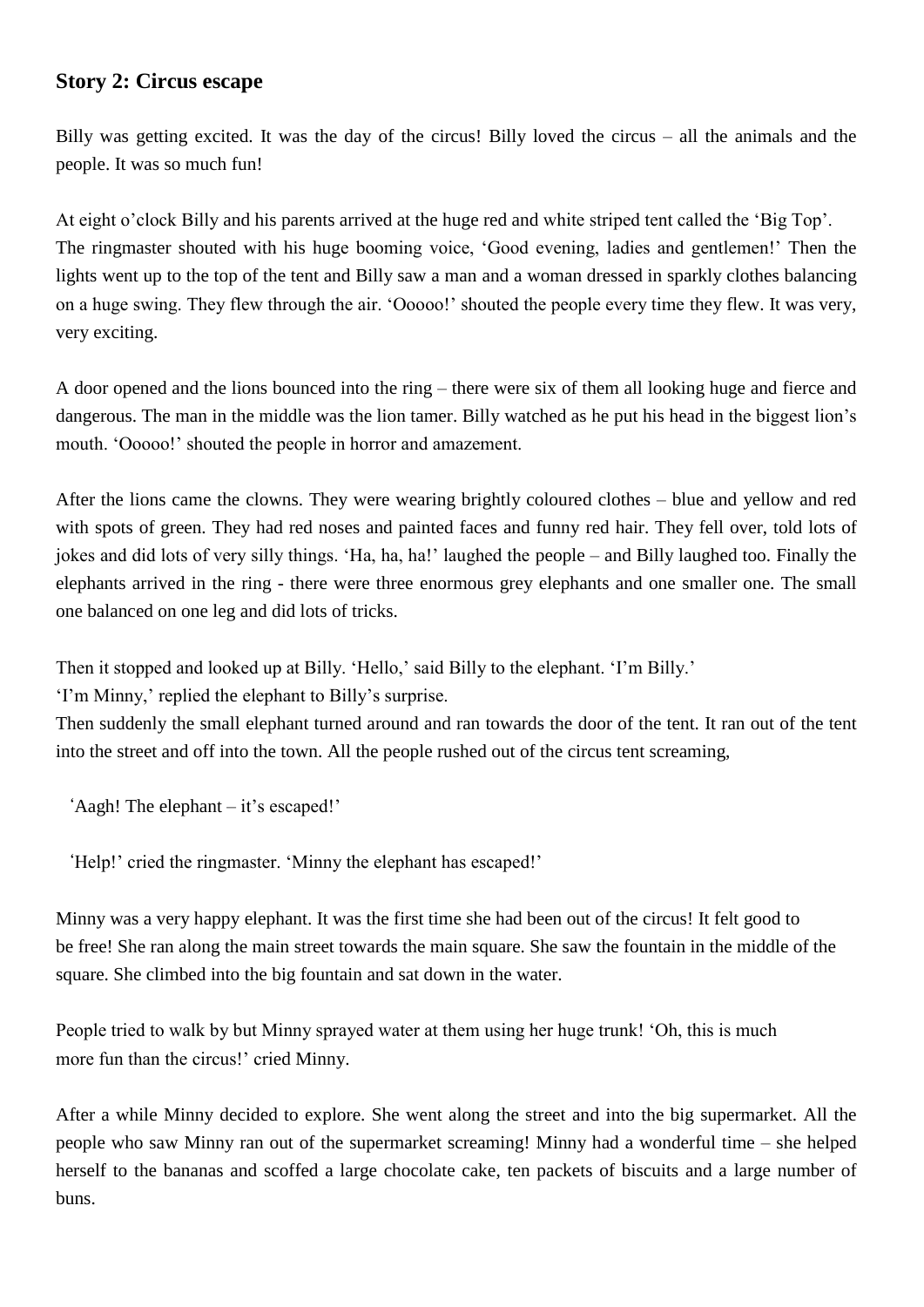### Story 2: Circus escape

Billy was getting excited. It was the day of the circus! Billy loved the circus – all the animals and the people. It was so much fun!

At eight o'clock Billy and his parents arrived at the huge red and white striped tent called the 'Big Top'. The ringmaster shouted with his huge booming voice, 'Good evening, ladies and gentlemen!' Then the lights went up to the top of the tent and Billy saw a man and a woman dressed in sparkly clothes balancing on a huge swing. They flew through the air. 'Ooooo!' shouted the people every time they flew. It was very, very exciting.

A door opened and the lions bounced into the ring – there were six of them all looking huge and fierce and dangerous. The man in the middle was the lion tamer. Billy watched as he put his head in the biggest lion's mouth. 'Ooooo!' shouted the people in horror and amazement.

After the lions came the clowns. They were wearing brightly coloured clothes – blue and yellow and red with spots of green. They had red noses and painted faces and funny red hair. They fell over, told lots of jokes and did lots of very silly things. 'Ha, ha, ha!' laughed the people – and Billy laughed too. Finally the elephants arrived in the ring - there were three enormous grey elephants and one smaller one. The small one balanced on one leg and did lots of tricks.

Then it stopped and looked up at Billy. 'Hello,' said Billy to the elephant. 'I'm Billy.'
'I'm Minny,' replied the elephant to Billy's surprise.
Then suddenly the small elephant turned around and ran towards the door of the tent. It ran out of the tent into the street and off into the town. All the people rushed out of the circus tent screaming,

'Aagh! The elephant – it's escaped!'

'Help!' cried the ringmaster. 'Minny the elephant has escaped!'

Minny was a very happy elephant. It was the first time she had been out of the circus! It felt good to be free! She ran along the main street towards the main square. She saw the fountain in the middle of the square. She climbed into the big fountain and sat down in the water.

People tried to walk by but Minny sprayed water at them using her huge trunk! 'Oh, this is much more fun than the circus!' cried Minny.

After a while Minny decided to explore. She went along the street and into the big supermarket. All the people who saw Minny ran out of the supermarket screaming! Minny had a wonderful time – she helped herself to the bananas and scoffed a large chocolate cake, ten packets of biscuits and a large number of buns.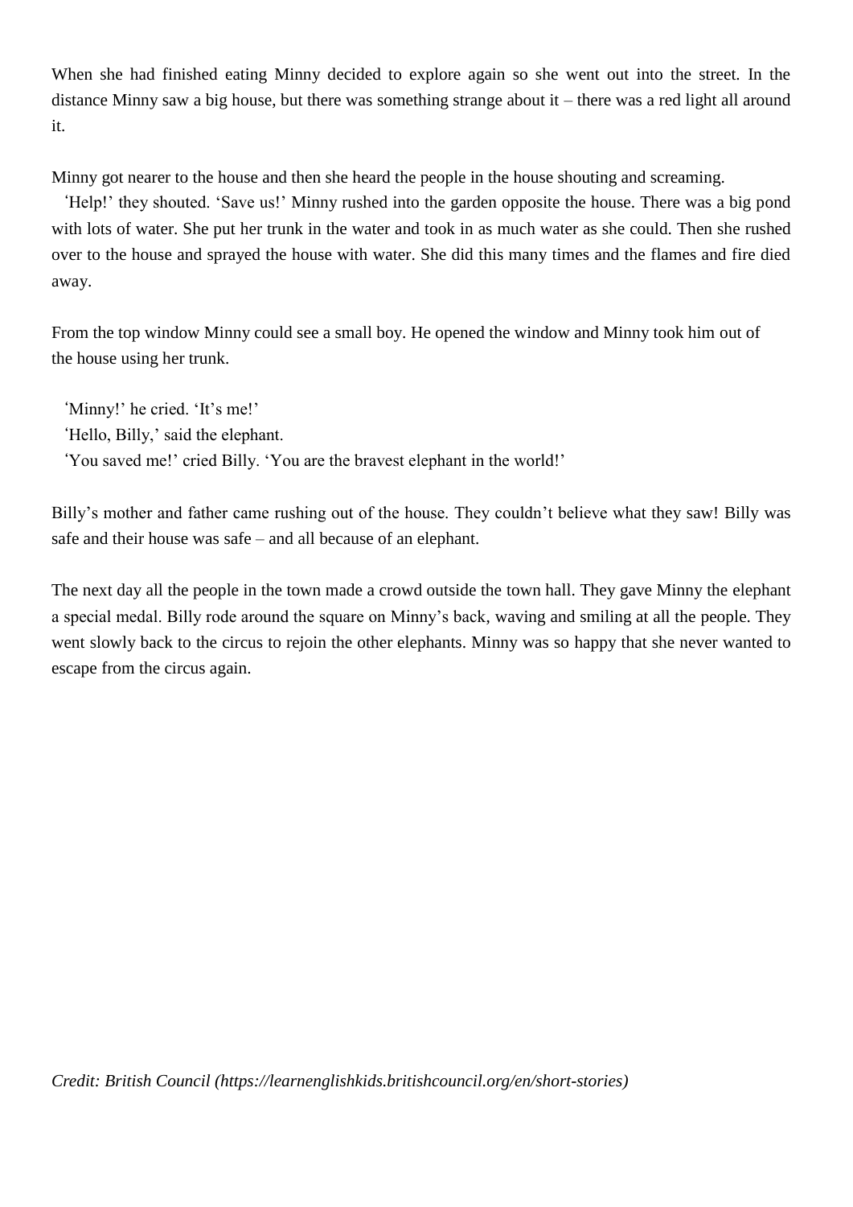When she had finished eating Minny decided to explore again so she went out into the street. In the distance Minny saw a big house, but there was something strange about it – there was a red light all around it.

Minny got nearer to the house and then she heard the people in the house shouting and screaming.

'Help!' they shouted. 'Save us!' Minny rushed into the garden opposite the house. There was a big pond with lots of water. She put her trunk in the water and took in as much water as she could. Then she rushed over to the house and sprayed the house with water. She did this many times and the flames and fire died away.

From the top window Minny could see a small boy. He opened the window and Minny took him out of the house using her trunk.

'Minny!' he cried. 'It's me!'
'Hello, Billy,' said the elephant.
'You saved me!' cried Billy. 'You are the bravest elephant in the world!'

Billy's mother and father came rushing out of the house. They couldn't believe what they saw! Billy was safe and their house was safe – and all because of an elephant.

The next day all the people in the town made a crowd outside the town hall. They gave Minny the elephant a special medal. Billy rode around the square on Minny's back, waving and smiling at all the people. They went slowly back to the circus to rejoin the other elephants. Minny was so happy that she never wanted to escape from the circus again.

*Credit: British Council (https://learnenglishkids.britishcouncil.org/en/short-stories)*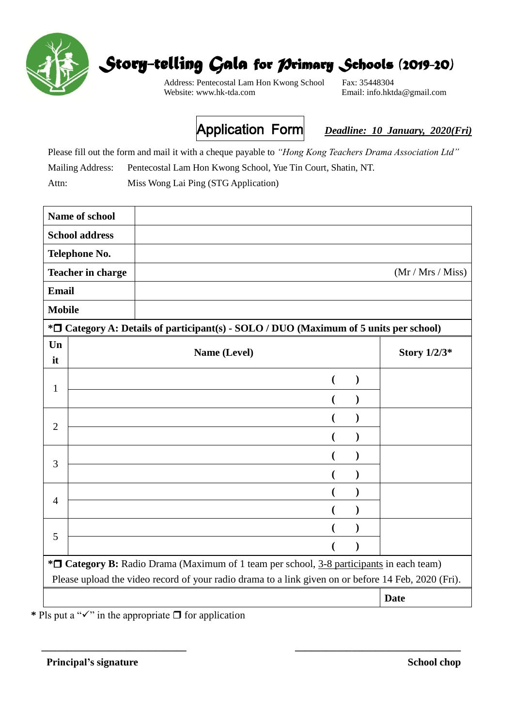# Story-telling Gala for Primary Schools (2019-20)

Address: Pentecostal Lam Hon Kwong School
Website: www.hk-tda.com

Fax: 35448304
Email: info.hktda@gmail.com

## Application Form

***Deadline: 10 January, 2020(Fri)***

Please fill out the form and mail it with a cheque payable to *"Hong Kong Teachers Drama Association Ltd"*

Mailing Address: Pentecostal Lam Hon Kwong School, Yue Tin Court, Shatin, NT.

Attn: Miss Wong Lai Ping (STG Application)

| | |
|---|---|
| **Name of school** | |
| **School address** | |
| **Telephone No.** | |
| **Teacher in charge** | (Mr / Mrs / Miss) |
| **Email** | |
| **Mobile** | |

**\*❒ Category A: Details of participant(s) - SOLO / DUO (Maximum of 5 units per school)**

| **Unit** | **Name (Level)** | **Story 1/2/3\*** |
|---|---|---|
| 1 | ( ) | |
| | ( ) | |
| 2 | ( ) | |
| | ( ) | |
| 3 | ( ) | |
| | ( ) | |
| 4 | ( ) | |
| | ( ) | |
| 5 | ( ) | |
| | ( ) | |

**\*❒ Category B:** Radio Drama (Maximum of 1 team per school, <u>3-8 participants</u> in each team)
Please upload the video record of your radio drama to a link given on or before 14 Feb, 2020 (Fri).

| | |
|---|---|
| | **Date** |

**\*** Pls put a "✓" in the appropriate ❒ for application

\_\_\_\_\_\_\_\_\_\_\_\_\_\_\_\_\_\_\_\_\_\_\_\_\_\_\_\_\_\_

**Principal's signature**

\_\_\_\_\_\_\_\_\_\_\_\_\_\_\_\_\_\_\_\_\_\_\_\_\_\_\_\_\_\_

**School chop**